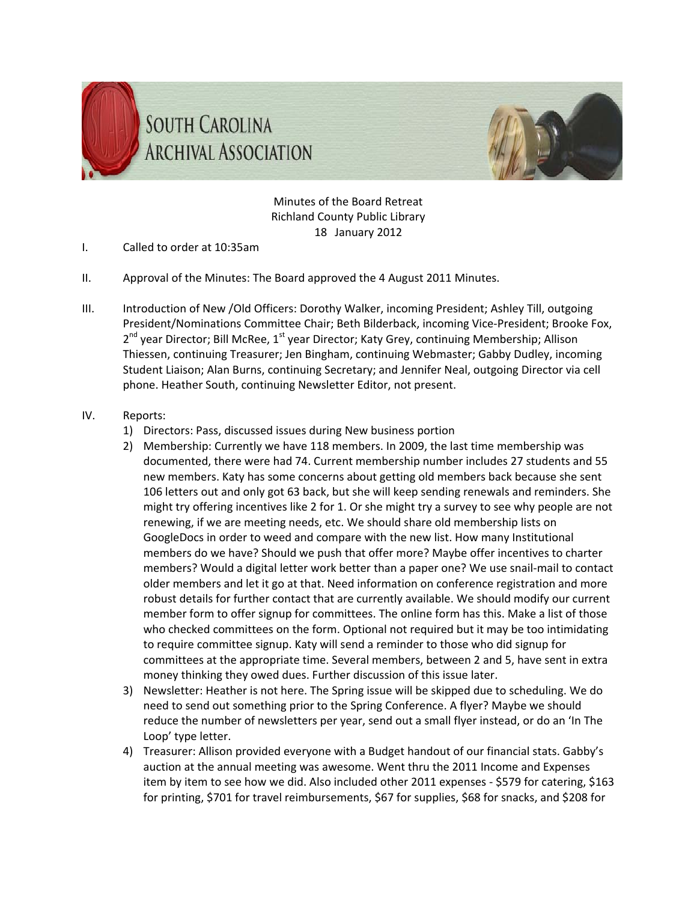# South Carolina Archival Association

Minutes of the Board Retreat
Richland County Public Library
18 January 2012

I. Called to order at 10:35am

II. Approval of the Minutes: The Board approved the 4 August 2011 Minutes.

III. Introduction of New /Old Officers: Dorothy Walker, incoming President; Ashley Till, outgoing President/Nominations Committee Chair; Beth Bilderback, incoming Vice-President; Brooke Fox, 2nd year Director; Bill McRee, 1st year Director; Katy Grey, continuing Membership; Allison Thiessen, continuing Treasurer; Jen Bingham, continuing Webmaster; Gabby Dudley, incoming Student Liaison; Alan Burns, continuing Secretary; and Jennifer Neal, outgoing Director via cell phone. Heather South, continuing Newsletter Editor, not present.

IV. Reports:

1) Directors: Pass, discussed issues during New business portion
2) Membership: Currently we have 118 members. In 2009, the last time membership was documented, there were had 74. Current membership number includes 27 students and 55 new members. Katy has some concerns about getting old members back because she sent 106 letters out and only got 63 back, but she will keep sending renewals and reminders. She might try offering incentives like 2 for 1. Or she might try a survey to see why people are not renewing, if we are meeting needs, etc. We should share old membership lists on GoogleDocs in order to weed and compare with the new list. How many Institutional members do we have? Should we push that offer more? Maybe offer incentives to charter members? Would a digital letter work better than a paper one? We use snail-mail to contact older members and let it go at that. Need information on conference registration and more robust details for further contact that are currently available. We should modify our current member form to offer signup for committees. The online form has this. Make a list of those who checked committees on the form. Optional not required but it may be too intimidating to require committee signup. Katy will send a reminder to those who did signup for committees at the appropriate time. Several members, between 2 and 5, have sent in extra money thinking they owed dues. Further discussion of this issue later.
3) Newsletter: Heather is not here. The Spring issue will be skipped due to scheduling. We do need to send out something prior to the Spring Conference. A flyer? Maybe we should reduce the number of newsletters per year, send out a small flyer instead, or do an 'In The Loop' type letter.
4) Treasurer: Allison provided everyone with a Budget handout of our financial stats. Gabby's auction at the annual meeting was awesome. Went thru the 2011 Income and Expenses item by item to see how we did. Also included other 2011 expenses - $579 for catering, $163 for printing, $701 for travel reimbursements, $67 for supplies, $68 for snacks, and $208 for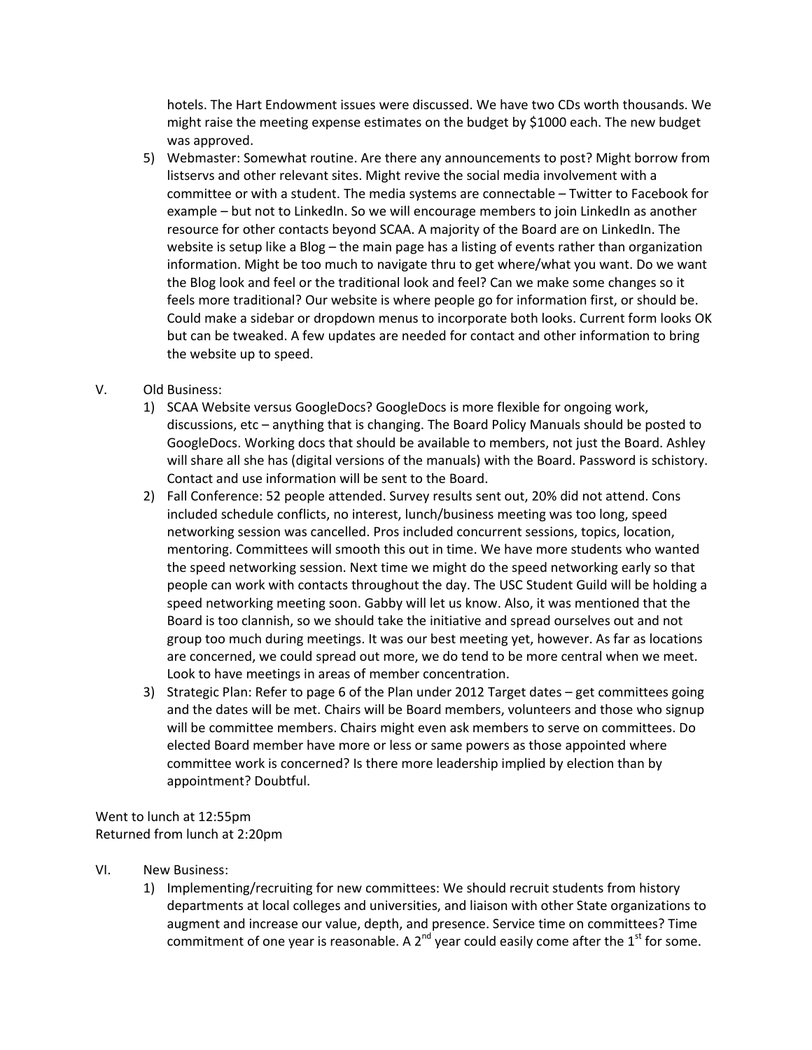hotels. The Hart Endowment issues were discussed. We have two CDs worth thousands. We might raise the meeting expense estimates on the budget by $1000 each. The new budget was approved.

5) Webmaster: Somewhat routine. Are there any announcements to post? Might borrow from listservs and other relevant sites. Might revive the social media involvement with a committee or with a student. The media systems are connectable – Twitter to Facebook for example – but not to LinkedIn. So we will encourage members to join LinkedIn as another resource for other contacts beyond SCAA. A majority of the Board are on LinkedIn. The website is setup like a Blog – the main page has a listing of events rather than organization information. Might be too much to navigate thru to get where/what you want. Do we want the Blog look and feel or the traditional look and feel? Can we make some changes so it feels more traditional? Our website is where people go for information first, or should be. Could make a sidebar or dropdown menus to incorporate both looks. Current form looks OK but can be tweaked. A few updates are needed for contact and other information to bring the website up to speed.

V. Old Business:

1) SCAA Website versus GoogleDocs? GoogleDocs is more flexible for ongoing work, discussions, etc – anything that is changing. The Board Policy Manuals should be posted to GoogleDocs. Working docs that should be available to members, not just the Board. Ashley will share all she has (digital versions of the manuals) with the Board. Password is schistory. Contact and use information will be sent to the Board.

2) Fall Conference: 52 people attended. Survey results sent out, 20% did not attend. Cons included schedule conflicts, no interest, lunch/business meeting was too long, speed networking session was cancelled. Pros included concurrent sessions, topics, location, mentoring. Committees will smooth this out in time. We have more students who wanted the speed networking session. Next time we might do the speed networking early so that people can work with contacts throughout the day. The USC Student Guild will be holding a speed networking meeting soon. Gabby will let us know. Also, it was mentioned that the Board is too clannish, so we should take the initiative and spread ourselves out and not group too much during meetings. It was our best meeting yet, however. As far as locations are concerned, we could spread out more, we do tend to be more central when we meet. Look to have meetings in areas of member concentration.

3) Strategic Plan: Refer to page 6 of the Plan under 2012 Target dates – get committees going and the dates will be met. Chairs will be Board members, volunteers and those who signup will be committee members. Chairs might even ask members to serve on committees. Do elected Board member have more or less or same powers as those appointed where committee work is concerned? Is there more leadership implied by election than by appointment? Doubtful.

Went to lunch at 12:55pm
Returned from lunch at 2:20pm

VI. New Business:

1) Implementing/recruiting for new committees: We should recruit students from history departments at local colleges and universities, and liaison with other State organizations to augment and increase our value, depth, and presence. Service time on committees? Time commitment of one year is reasonable. A 2nd year could easily come after the 1st for some.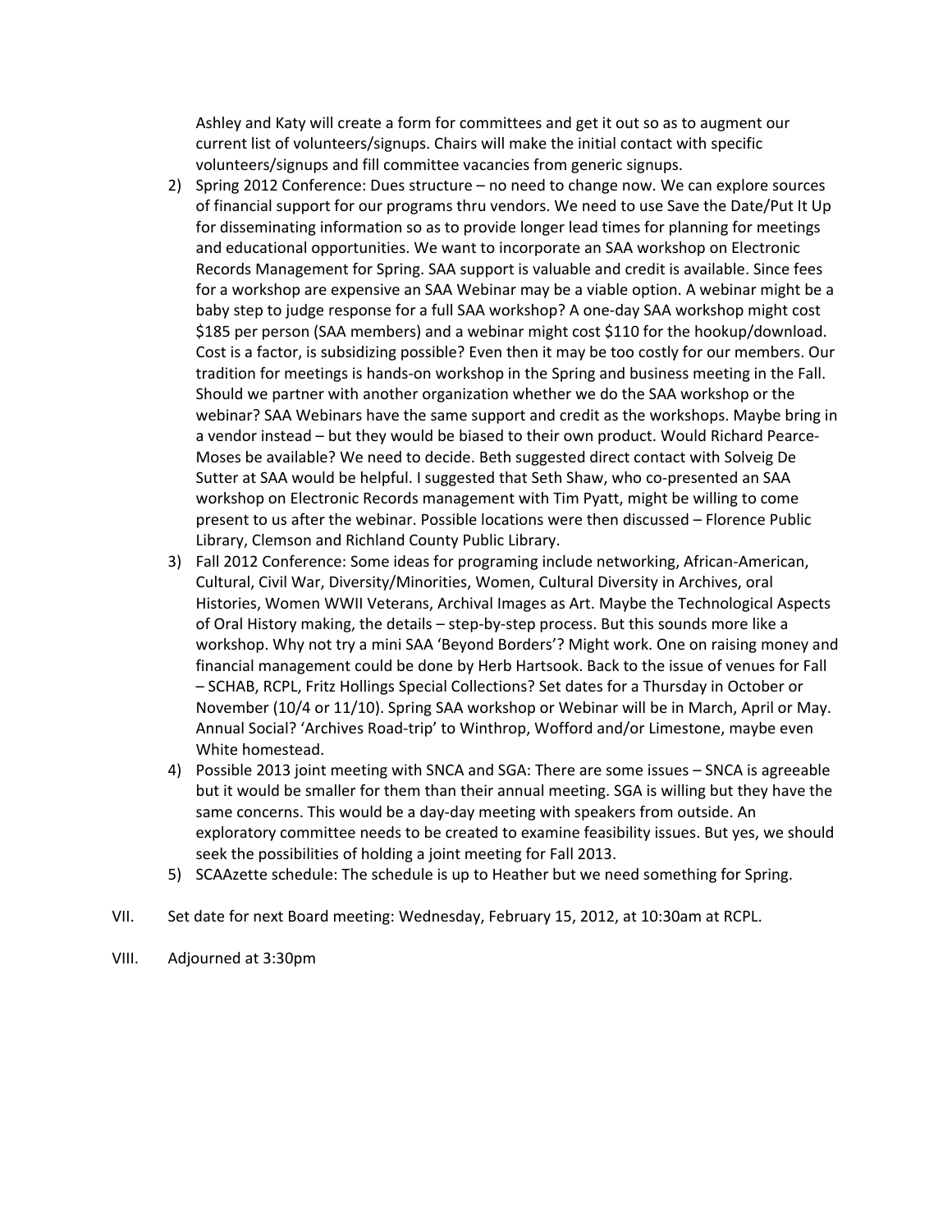Ashley and Katy will create a form for committees and get it out so as to augment our current list of volunteers/signups. Chairs will make the initial contact with specific volunteers/signups and fill committee vacancies from generic signups.

2) Spring 2012 Conference: Dues structure – no need to change now. We can explore sources of financial support for our programs thru vendors. We need to use Save the Date/Put It Up for disseminating information so as to provide longer lead times for planning for meetings and educational opportunities. We want to incorporate an SAA workshop on Electronic Records Management for Spring. SAA support is valuable and credit is available. Since fees for a workshop are expensive an SAA Webinar may be a viable option. A webinar might be a baby step to judge response for a full SAA workshop? A one-day SAA workshop might cost $185 per person (SAA members) and a webinar might cost $110 for the hookup/download. Cost is a factor, is subsidizing possible? Even then it may be too costly for our members. Our tradition for meetings is hands-on workshop in the Spring and business meeting in the Fall. Should we partner with another organization whether we do the SAA workshop or the webinar? SAA Webinars have the same support and credit as the workshops. Maybe bring in a vendor instead – but they would be biased to their own product. Would Richard Pearce-Moses be available? We need to decide. Beth suggested direct contact with Solveig De Sutter at SAA would be helpful. I suggested that Seth Shaw, who co-presented an SAA workshop on Electronic Records management with Tim Pyatt, might be willing to come present to us after the webinar. Possible locations were then discussed – Florence Public Library, Clemson and Richland County Public Library.
3) Fall 2012 Conference: Some ideas for programing include networking, African-American, Cultural, Civil War, Diversity/Minorities, Women, Cultural Diversity in Archives, oral Histories, Women WWII Veterans, Archival Images as Art. Maybe the Technological Aspects of Oral History making, the details – step-by-step process. But this sounds more like a workshop. Why not try a mini SAA 'Beyond Borders'? Might work. One on raising money and financial management could be done by Herb Hartsook. Back to the issue of venues for Fall – SCHAB, RCPL, Fritz Hollings Special Collections? Set dates for a Thursday in October or November (10/4 or 11/10). Spring SAA workshop or Webinar will be in March, April or May. Annual Social? 'Archives Road-trip' to Winthrop, Wofford and/or Limestone, maybe even White homestead.
4) Possible 2013 joint meeting with SNCA and SGA: There are some issues – SNCA is agreeable but it would be smaller for them than their annual meeting. SGA is willing but they have the same concerns. This would be a day-day meeting with speakers from outside. An exploratory committee needs to be created to examine feasibility issues. But yes, we should seek the possibilities of holding a joint meeting for Fall 2013.
5) SCAAzette schedule: The schedule is up to Heather but we need something for Spring.

VII. Set date for next Board meeting: Wednesday, February 15, 2012, at 10:30am at RCPL.

VIII. Adjourned at 3:30pm